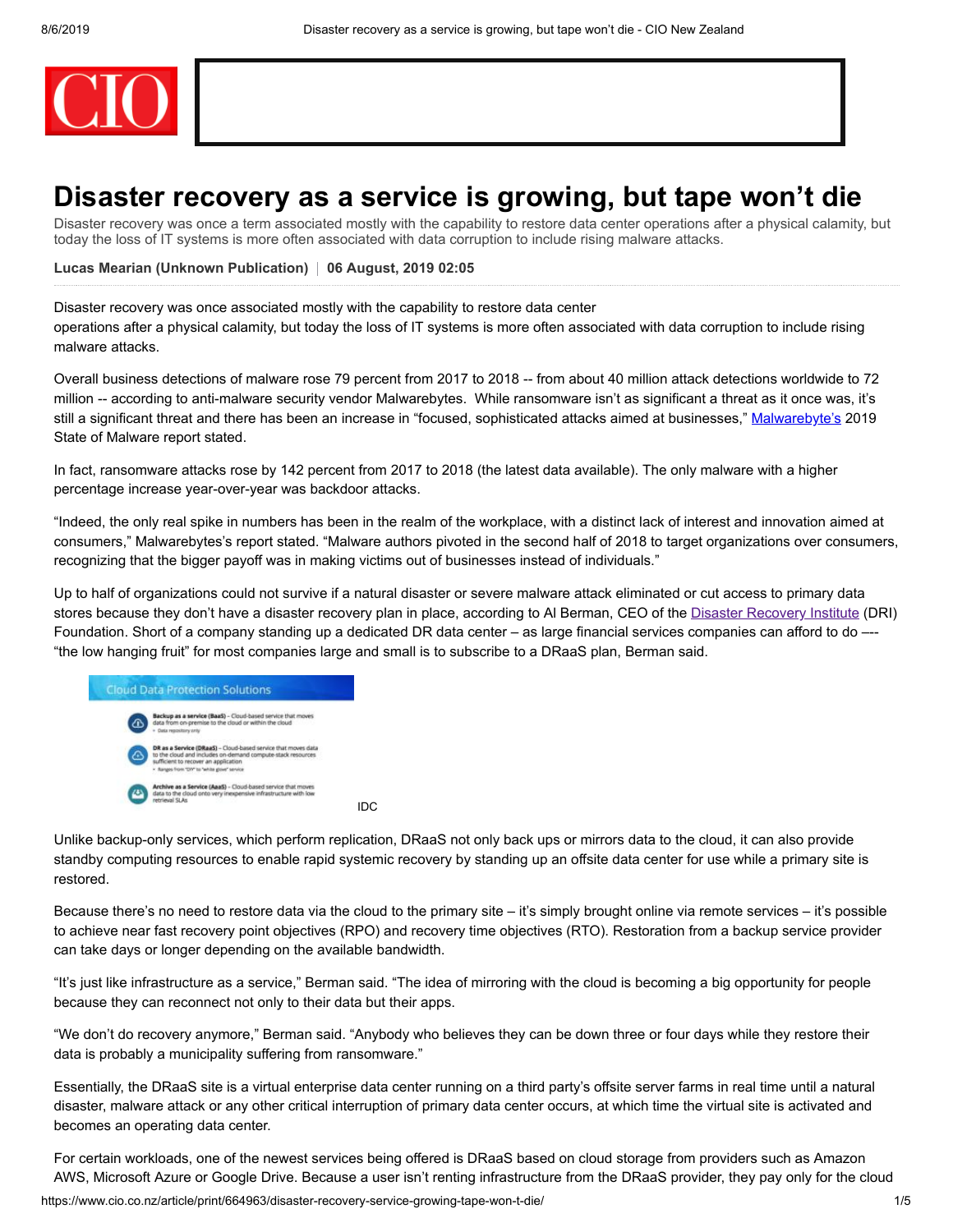# Disaster recovery as a service is growing, but tape won't die

Disaster recovery was once a term associated mostly with the capability to restore data center operations after a physical calamity, but today the loss of IT systems is more often associated with data corruption to include rising malware attacks.

**Lucas Mearian (Unknown Publication)** | **06 August, 2019 02:05**

Disaster recovery was once associated mostly with the capability to restore data center operations after a physical calamity, but today the loss of IT systems is more often associated with data corruption to include rising malware attacks.

Overall business detections of malware rose 79 percent from 2017 to 2018 -- from about 40 million attack detections worldwide to 72 million -- according to anti-malware security vendor Malwarebytes. While ransomware isn't as significant a threat as it once was, it's still a significant threat and there has been an increase in "focused, sophisticated attacks aimed at businesses," Malwarebyte's 2019 State of Malware report stated.

In fact, ransomware attacks rose by 142 percent from 2017 to 2018 (the latest data available). The only malware with a higher percentage increase year-over-year was backdoor attacks.

"Indeed, the only real spike in numbers has been in the realm of the workplace, with a distinct lack of interest and innovation aimed at consumers," Malwarebytes's report stated. "Malware authors pivoted in the second half of 2018 to target organizations over consumers, recognizing that the bigger payoff was in making victims out of businesses instead of individuals."

Up to half of organizations could not survive if a natural disaster or severe malware attack eliminated or cut access to primary data stores because they don't have a disaster recovery plan in place, according to Al Berman, CEO of the Disaster Recovery Institute (DRI) Foundation. Short of a company standing up a dedicated DR data center – as large financial services companies can afford to do –-- "the low hanging fruit" for most companies large and small is to subscribe to a DRaaS plan, Berman said.

**Cloud Data Protection Solutions**

- **Backup as a service (BaaS)** – Cloud-based service that moves data from on-premise to the cloud or within the cloud
  - Data repository only
- **DR as a Service (DRaaS)** – Cloud-based service that moves data to the cloud and includes on-demand compute-stack resources sufficient to recover an application
  - Ranges from "DIY" to "white glove" service
- **Archive as a Service (AaaS)** – Cloud-based service that moves data to the cloud onto very inexpensive infrastructure with low retrieval SLAs

IDC

Unlike backup-only services, which perform replication, DRaaS not only back ups or mirrors data to the cloud, it can also provide standby computing resources to enable rapid systemic recovery by standing up an offsite data center for use while a primary site is restored.

Because there's no need to restore data via the cloud to the primary site – it's simply brought online via remote services – it's possible to achieve near fast recovery point objectives (RPO) and recovery time objectives (RTO). Restoration from a backup service provider can take days or longer depending on the available bandwidth.

"It's just like infrastructure as a service," Berman said. "The idea of mirroring with the cloud is becoming a big opportunity for people because they can reconnect not only to their data but their apps.

"We don't do recovery anymore," Berman said. "Anybody who believes they can be down three or four days while they restore their data is probably a municipality suffering from ransomware."

Essentially, the DRaaS site is a virtual enterprise data center running on a third party's offsite server farms in real time until a natural disaster, malware attack or any other critical interruption of primary data center occurs, at which time the virtual site is activated and becomes an operating data center.

For certain workloads, one of the newest services being offered is DRaaS based on cloud storage from providers such as Amazon AWS, Microsoft Azure or Google Drive. Because a user isn't renting infrastructure from the DRaaS provider, they pay only for the cloud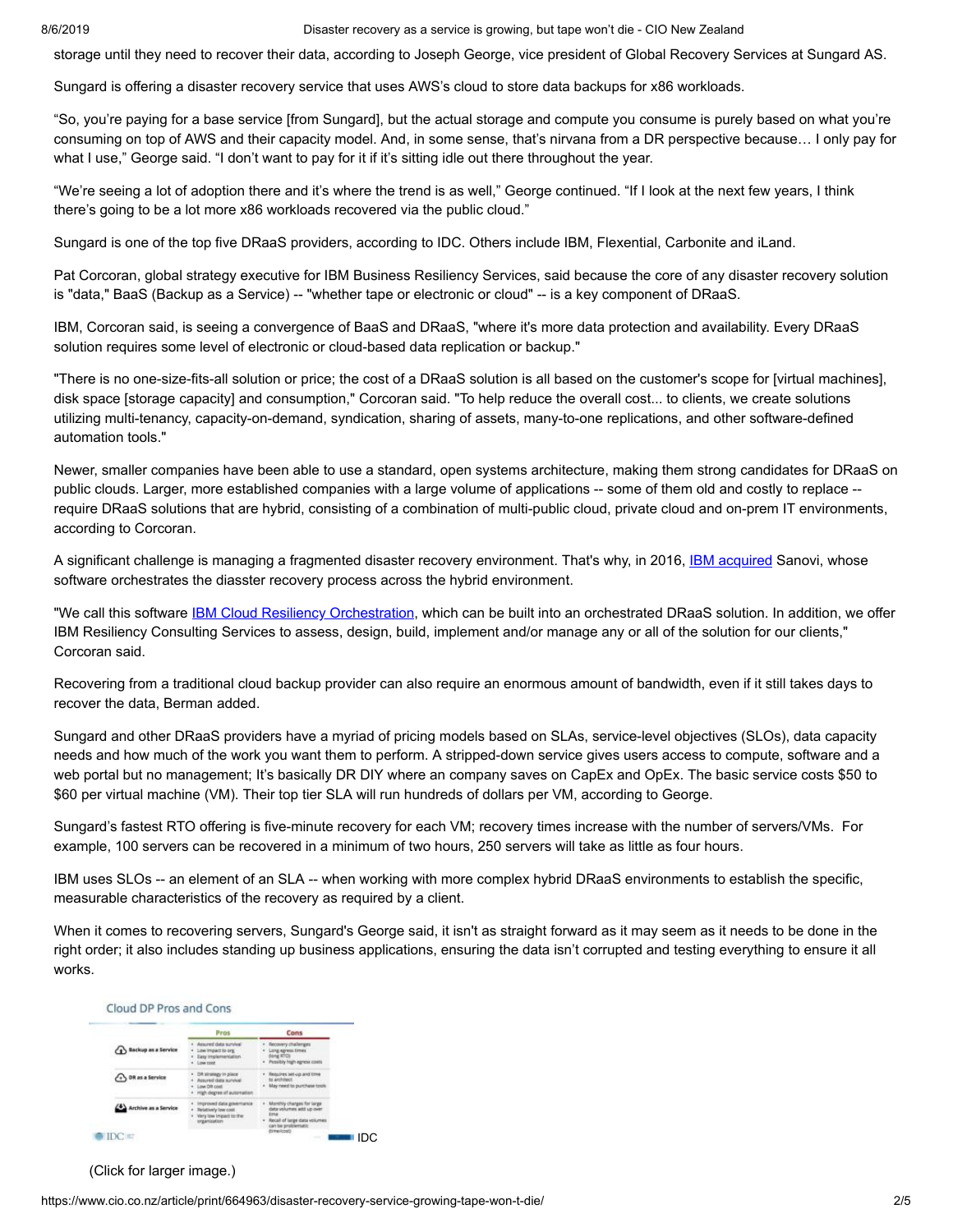storage until they need to recover their data, according to Joseph George, vice president of Global Recovery Services at Sungard AS.

Sungard is offering a disaster recovery service that uses AWS's cloud to store data backups for x86 workloads.

"So, you're paying for a base service [from Sungard], but the actual storage and compute you consume is purely based on what you're consuming on top of AWS and their capacity model. And, in some sense, that's nirvana from a DR perspective because… I only pay for what I use," George said. "I don't want to pay for it if it's sitting idle out there throughout the year.

"We're seeing a lot of adoption there and it's where the trend is as well," George continued. "If I look at the next few years, I think there's going to be a lot more x86 workloads recovered via the public cloud."

Sungard is one of the top five DRaaS providers, according to IDC. Others include IBM, Flexential, Carbonite and iLand.

Pat Corcoran, global strategy executive for IBM Business Resiliency Services, said because the core of any disaster recovery solution is "data," BaaS (Backup as a Service) -- "whether tape or electronic or cloud" -- is a key component of DRaaS.

IBM, Corcoran said, is seeing a convergence of BaaS and DRaaS, "where it's more data protection and availability. Every DRaaS solution requires some level of electronic or cloud-based data replication or backup."

"There is no one-size-fits-all solution or price; the cost of a DRaaS solution is all based on the customer's scope for [virtual machines], disk space [storage capacity] and consumption," Corcoran said. "To help reduce the overall cost... to clients, we create solutions utilizing multi-tenancy, capacity-on-demand, syndication, sharing of assets, many-to-one replications, and other software-defined automation tools."

Newer, smaller companies have been able to use a standard, open systems architecture, making them strong candidates for DRaaS on public clouds. Larger, more established companies with a large volume of applications -- some of them old and costly to replace -- require DRaaS solutions that are hybrid, consisting of a combination of multi-public cloud, private cloud and on-prem IT environments, according to Corcoran.

A significant challenge is managing a fragmented disaster recovery environment. That's why, in 2016, IBM acquired Sanovi, whose software orchestrates the diasster recovery process across the hybrid environment.

"We call this software IBM Cloud Resiliency Orchestration, which can be built into an orchestrated DRaaS solution. In addition, we offer IBM Resiliency Consulting Services to assess, design, build, implement and/or manage any or all of the solution for our clients," Corcoran said.

Recovering from a traditional cloud backup provider can also require an enormous amount of bandwidth, even if it still takes days to recover the data, Berman added.

Sungard and other DRaaS providers have a myriad of pricing models based on SLAs, service-level objectives (SLOs), data capacity needs and how much of the work you want them to perform. A stripped-down service gives users access to compute, software and a web portal but no management; It's basically DR DIY where an company saves on CapEx and OpEx. The basic service costs $50 to $60 per virtual machine (VM). Their top tier SLA will run hundreds of dollars per VM, according to George.

Sungard's fastest RTO offering is five-minute recovery for each VM; recovery times increase with the number of servers/VMs. For example, 100 servers can be recovered in a minimum of two hours, 250 servers will take as little as four hours.

IBM uses SLOs -- an element of an SLA -- when working with more complex hybrid DRaaS environments to establish the specific, measurable characteristics of the recovery as required by a client.

When it comes to recovering servers, Sungard's George said, it isn't as straight forward as it may seem as it needs to be done in the right order; it also includes standing up business applications, ensuring the data isn't corrupted and testing everything to ensure it all works.

**Cloud DP Pros and Cons**

| | Pros | Cons |
|---|---|---|
| Backup as a Service | • Assured data survival<br>• Low impact to org<br>• Easy implementation<br>• Low cost | • Recovery challenges<br>• Long egress times (long RTO)<br>• Possibly high egress costs |
| DR as a Service | • DR strategy in place<br>• Assured data survival<br>• Low DR cost<br>• High degree of automation | • Requires set-up and time to architect<br>• May need to purchase tools |
| Archive as a Service | • Improved data governance<br>• Relatively low cost<br>• Very low impact to the organization | • Monthly charges for large data volumes add up over time<br>• Recall of large data volumes can be problematic (time/cost) |

IDC

(Click for larger image.)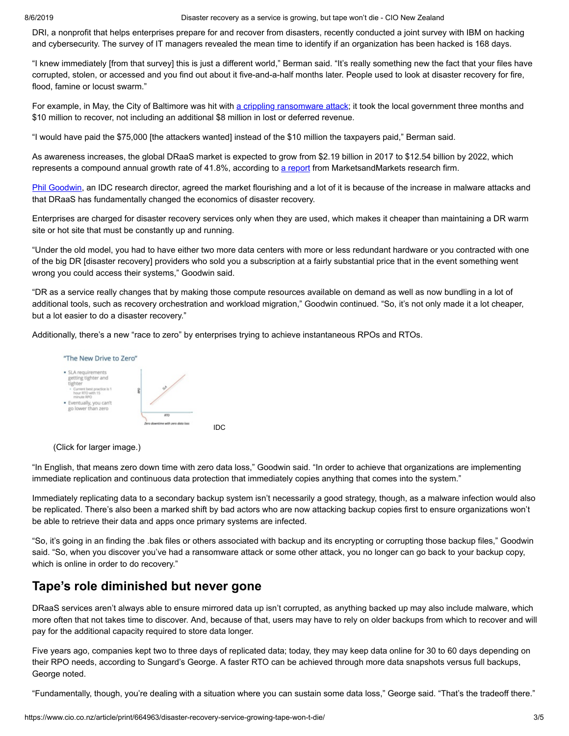DRI, a nonprofit that helps enterprises prepare for and recover from disasters, recently conducted a joint survey with IBM on hacking and cybersecurity. The survey of IT managers revealed the mean time to identify if an organization has been hacked is 168 days.

"I knew immediately [from that survey] this is just a different world," Berman said. "It's really something new the fact that your files have corrupted, stolen, or accessed and you find out about it five-and-a-half months later. People used to look at disaster recovery for fire, flood, famine or locust swarm."

For example, in May, the City of Baltimore was hit with a crippling ransomware attack; it took the local government three months and $10 million to recover, not including an additional $8 million in lost or deferred revenue.

"I would have paid the $75,000 [the attackers wanted] instead of the $10 million the taxpayers paid," Berman said.

As awareness increases, the global DRaaS market is expected to grow from $2.19 billion in 2017 to $12.54 billion by 2022, which represents a compound annual growth rate of 41.8%, according to a report from MarketsandMarkets research firm.

Phil Goodwin, an IDC research director, agreed the market flourishing and a lot of it is because of the increase in malware attacks and that DRaaS has fundamentally changed the economics of disaster recovery.

Enterprises are charged for disaster recovery services only when they are used, which makes it cheaper than maintaining a DR warm site or hot site that must be constantly up and running.

"Under the old model, you had to have either two more data centers with more or less redundant hardware or you contracted with one of the big DR [disaster recovery] providers who sold you a subscription at a fairly substantial price that in the event something went wrong you could access their systems," Goodwin said.

"DR as a service really changes that by making those compute resources available on demand as well as now bundling in a lot of additional tools, such as recovery orchestration and workload migration," Goodwin continued. "So, it's not only made it a lot cheaper, but a lot easier to do a disaster recovery."

Additionally, there's a new "race to zero" by enterprises trying to achieve instantaneous RPOs and RTOs.

"The New Drive to Zero"

- SLA requirements getting tighter and tighter
  - Current best practice is 1 hour RTO with 15 minute RPO
- Eventually, you can't go lower than zero

IDC

(Click for larger image.)

"In English, that means zero down time with zero data loss," Goodwin said. "In order to achieve that organizations are implementing immediate replication and continuous data protection that immediately copies anything that comes into the system."

Immediately replicating data to a secondary backup system isn't necessarily a good strategy, though, as a malware infection would also be replicated. There's also been a marked shift by bad actors who are now attacking backup copies first to ensure organizations won't be able to retrieve their data and apps once primary systems are infected.

"So, it's going in an finding the .bak files or others associated with backup and its encrypting or corrupting those backup files," Goodwin said. "So, when you discover you've had a ransomware attack or some other attack, you no longer can go back to your backup copy, which is online in order to do recovery."

## Tape's role diminished but never gone

DRaaS services aren't always able to ensure mirrored data up isn't corrupted, as anything backed up may also include malware, which more often that not takes time to discover. And, because of that, users may have to rely on older backups from which to recover and will pay for the additional capacity required to store data longer.

Five years ago, companies kept two to three days of replicated data; today, they may keep data online for 30 to 60 days depending on their RPO needs, according to Sungard's George. A faster RTO can be achieved through more data snapshots versus full backups, George noted.

"Fundamentally, though, you're dealing with a situation where you can sustain some data loss," George said. "That's the tradeoff there."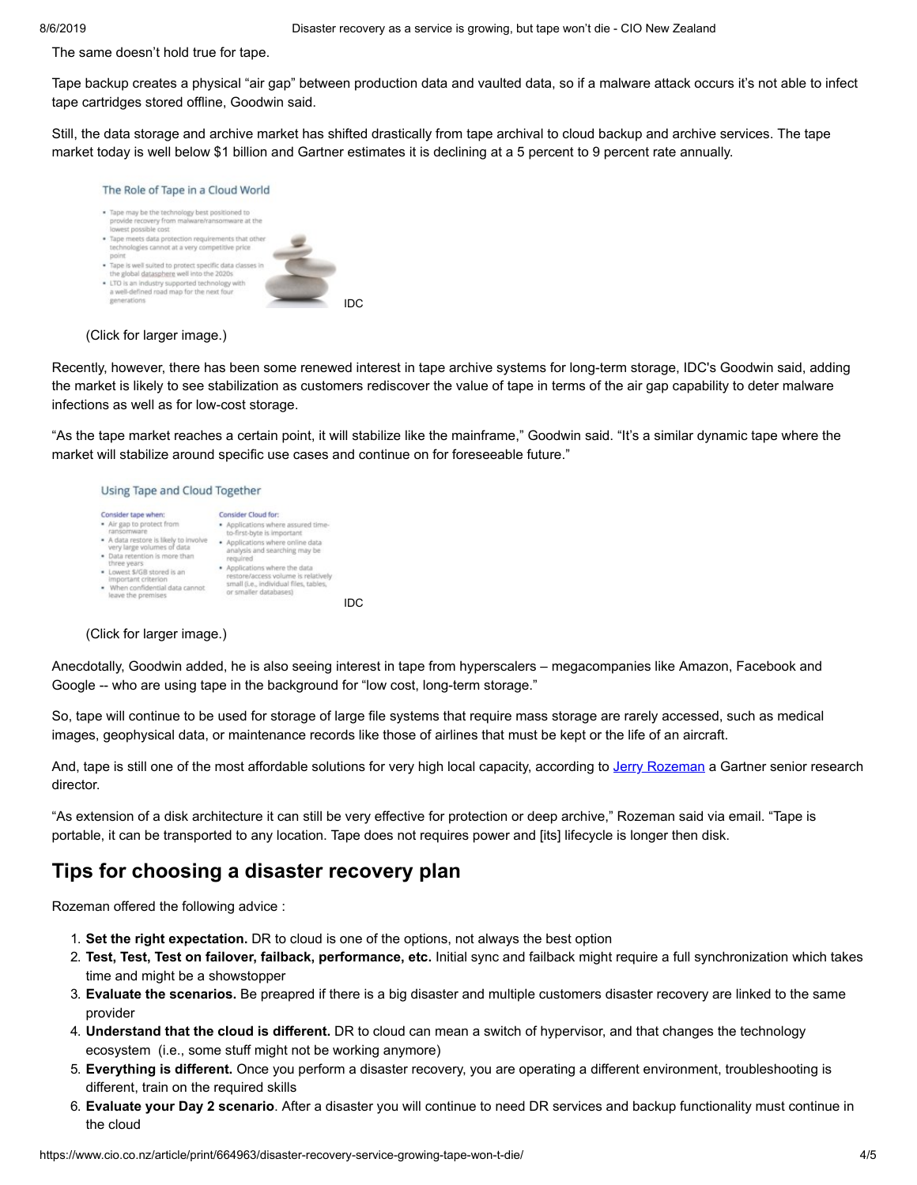The same doesn't hold true for tape.

Tape backup creates a physical "air gap" between production data and vaulted data, so if a malware attack occurs it's not able to infect tape cartridges stored offline, Goodwin said.

Still, the data storage and archive market has shifted drastically from tape archival to cloud backup and archive services. The tape market today is well below $1 billion and Gartner estimates it is declining at a 5 percent to 9 percent rate annually.

The Role of Tape in a Cloud World

- Tape may be the technology best positioned to provide recovery from malware/ransomware at the lowest possible cost
- Tape meets data protection requirements that other technologies cannot at a very competitive price point
- Tape is well suited to protect specific data classes in the global datasphere well into the 2020s
- LTO is an industry supported technology with a well-defined road map for the next four generations

IDC

(Click for larger image.)

Recently, however, there has been some renewed interest in tape archive systems for long-term storage, IDC's Goodwin said, adding the market is likely to see stabilization as customers rediscover the value of tape in terms of the air gap capability to deter malware infections as well as for low-cost storage.

"As the tape market reaches a certain point, it will stabilize like the mainframe," Goodwin said. "It's a similar dynamic tape where the market will stabilize around specific use cases and continue on for foreseeable future."

Using Tape and Cloud Together

Consider tape when:

- Air gap to protect from ransomware
- A data restore is likely to involve very large volumes of data
- Data retention is more than three years
- Lowest $/GB stored is an important criterion
- When confidential data cannot leave the premises

Consider Cloud for:

- Applications where assured time-to-first-byte is important
- Applications where online data analysis and searching may be required
- Applications where the data restore/access volume is relatively small (i.e., individual files, tables, or smaller databases)

IDC

(Click for larger image.)

Anecdotally, Goodwin added, he is also seeing interest in tape from hyperscalers – megacompanies like Amazon, Facebook and Google -- who are using tape in the background for "low cost, long-term storage."

So, tape will continue to be used for storage of large file systems that require mass storage are rarely accessed, such as medical images, geophysical data, or maintenance records like those of airlines that must be kept or the life of an aircraft.

And, tape is still one of the most affordable solutions for very high local capacity, according to Jerry Rozeman a Gartner senior research director.

"As extension of a disk architecture it can still be very effective for protection or deep archive," Rozeman said via email. "Tape is portable, it can be transported to any location. Tape does not requires power and [its] lifecycle is longer then disk.

## Tips for choosing a disaster recovery plan

Rozeman offered the following advice :

1. **Set the right expectation.** DR to cloud is one of the options, not always the best option
2. **Test, Test, Test on failover, failback, performance, etc.** Initial sync and failback might require a full synchronization which takes time and might be a showstopper
3. **Evaluate the scenarios.** Be preapred if there is a big disaster and multiple customers disaster recovery are linked to the same provider
4. **Understand that the cloud is different.** DR to cloud can mean a switch of hypervisor, and that changes the technology ecosystem (i.e., some stuff might not be working anymore)
5. **Everything is different.** Once you perform a disaster recovery, you are operating a different environment, troubleshooting is different, train on the required skills
6. **Evaluate your Day 2 scenario**. After a disaster you will continue to need DR services and backup functionality must continue in the cloud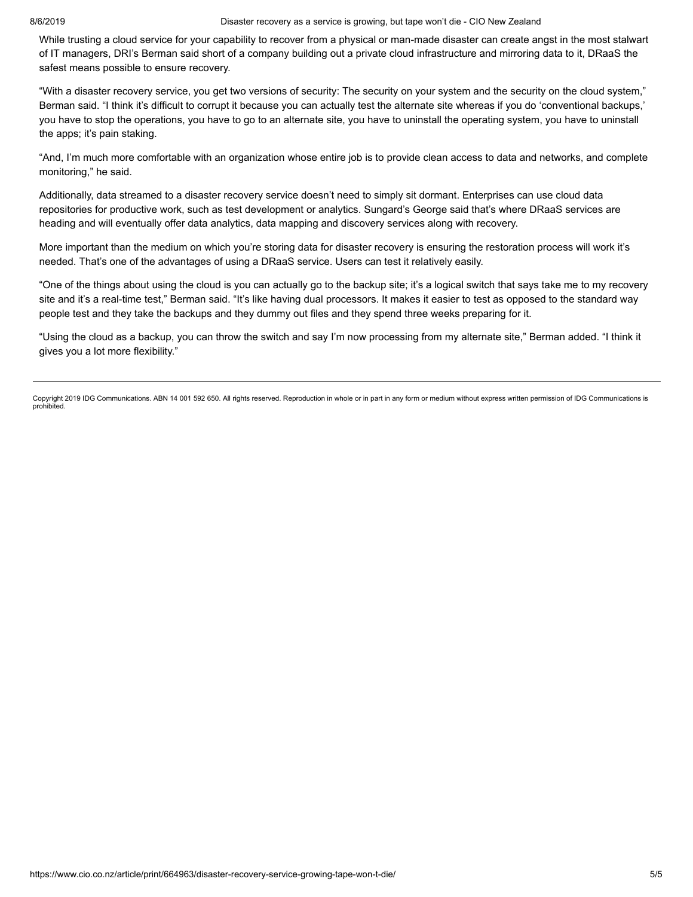While trusting a cloud service for your capability to recover from a physical or man-made disaster can create angst in the most stalwart of IT managers, DRI's Berman said short of a company building out a private cloud infrastructure and mirroring data to it, DRaaS the safest means possible to ensure recovery.

"With a disaster recovery service, you get two versions of security: The security on your system and the security on the cloud system," Berman said. "I think it's difficult to corrupt it because you can actually test the alternate site whereas if you do 'conventional backups,' you have to stop the operations, you have to go to an alternate site, you have to uninstall the operating system, you have to uninstall the apps; it's pain staking.

"And, I'm much more comfortable with an organization whose entire job is to provide clean access to data and networks, and complete monitoring," he said.

Additionally, data streamed to a disaster recovery service doesn't need to simply sit dormant. Enterprises can use cloud data repositories for productive work, such as test development or analytics. Sungard's George said that's where DRaaS services are heading and will eventually offer data analytics, data mapping and discovery services along with recovery.

More important than the medium on which you're storing data for disaster recovery is ensuring the restoration process will work it's needed. That's one of the advantages of using a DRaaS service. Users can test it relatively easily.

"One of the things about using the cloud is you can actually go to the backup site; it's a logical switch that says take me to my recovery site and it's a real-time test," Berman said. "It's like having dual processors. It makes it easier to test as opposed to the standard way people test and they take the backups and they dummy out files and they spend three weeks preparing for it.

"Using the cloud as a backup, you can throw the switch and say I'm now processing from my alternate site," Berman added. "I think it gives you a lot more flexibility."

---

Copyright 2019 IDG Communications. ABN 14 001 592 650. All rights reserved. Reproduction in whole or in part in any form or medium without express written permission of IDG Communications is prohibited.